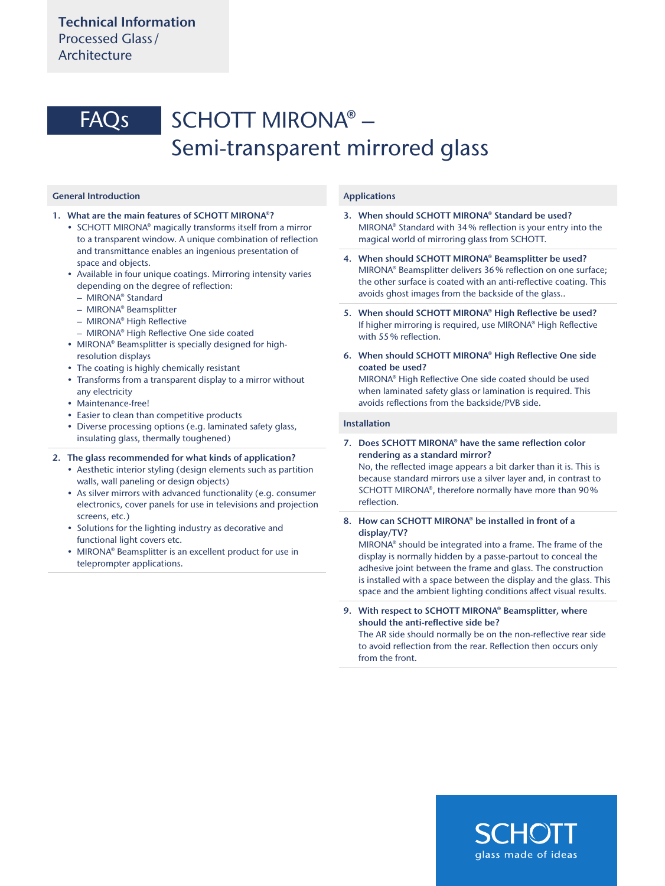**Technical Information**
Processed Glass / Architecture

# FAQs SCHOTT MIRONA® – Semi-transparent mirrored glass

## General Introduction

1. **What are the main features of SCHOTT MIRONA®?**
   - SCHOTT MIRONA® magically transforms itself from a mirror to a transparent window. A unique combination of reflection and transmittance enables an ingenious presentation of space and objects.
   - Available in four unique coatings. Mirroring intensity varies depending on the degree of reflection:
     – MIRONA® Standard
     – MIRONA® Beamsplitter
     – MIRONA® High Reflective
     – MIRONA® High Reflective One side coated
   - MIRONA® Beamsplitter is specially designed for high-resolution displays
   - The coating is highly chemically resistant
   - Transforms from a transparent display to a mirror without any electricity
   - Maintenance-free!
   - Easier to clean than competitive products
   - Diverse processing options (e.g. laminated safety glass, insulating glass, thermally toughened)

2. **The glass recommended for what kinds of application?**
   - Aesthetic interior styling (design elements such as partition walls, wall paneling or design objects)
   - As silver mirrors with advanced functionality (e.g. consumer electronics, cover panels for use in televisions and projection screens, etc.)
   - Solutions for the lighting industry as decorative and functional light covers etc.
   - MIRONA® Beamsplitter is an excellent product for use in teleprompter applications.

## Applications

3. **When should SCHOTT MIRONA® Standard be used?**
   MIRONA® Standard with 34 % reflection is your entry into the magical world of mirroring glass from SCHOTT.

4. **When should SCHOTT MIRONA® Beamsplitter be used?**
   MIRONA® Beamsplitter delivers 36 % reflection on one surface; the other surface is coated with an anti-reflective coating. This avoids ghost images from the backside of the glass..

5. **When should SCHOTT MIRONA® High Reflective be used?**
   If higher mirroring is required, use MIRONA® High Reflective with 55 % reflection.

6. **When should SCHOTT MIRONA® High Reflective One side coated be used?**
   MIRONA® High Reflective One side coated should be used when laminated safety glass or lamination is required. This avoids reflections from the backside/PVB side.

## Installation

7. **Does SCHOTT MIRONA® have the same reflection color rendering as a standard mirror?**
   No, the reflected image appears a bit darker than it is. This is because standard mirrors use a silver layer and, in contrast to SCHOTT MIRONA®, therefore normally have more than 90 % reflection.

8. **How can SCHOTT MIRONA® be installed in front of a display/TV?**
   MIRONA® should be integrated into a frame. The frame of the display is normally hidden by a passe-partout to conceal the adhesive joint between the frame and glass. The construction is installed with a space between the display and the glass. This space and the ambient lighting conditions affect visual results.

9. **With respect to SCHOTT MIRONA® Beamsplitter, where should the anti-reflective side be?**
   The AR side should normally be on the non-reflective rear side to avoid reflection from the rear. Reflection then occurs only from the front.

SCHOTT
glass made of ideas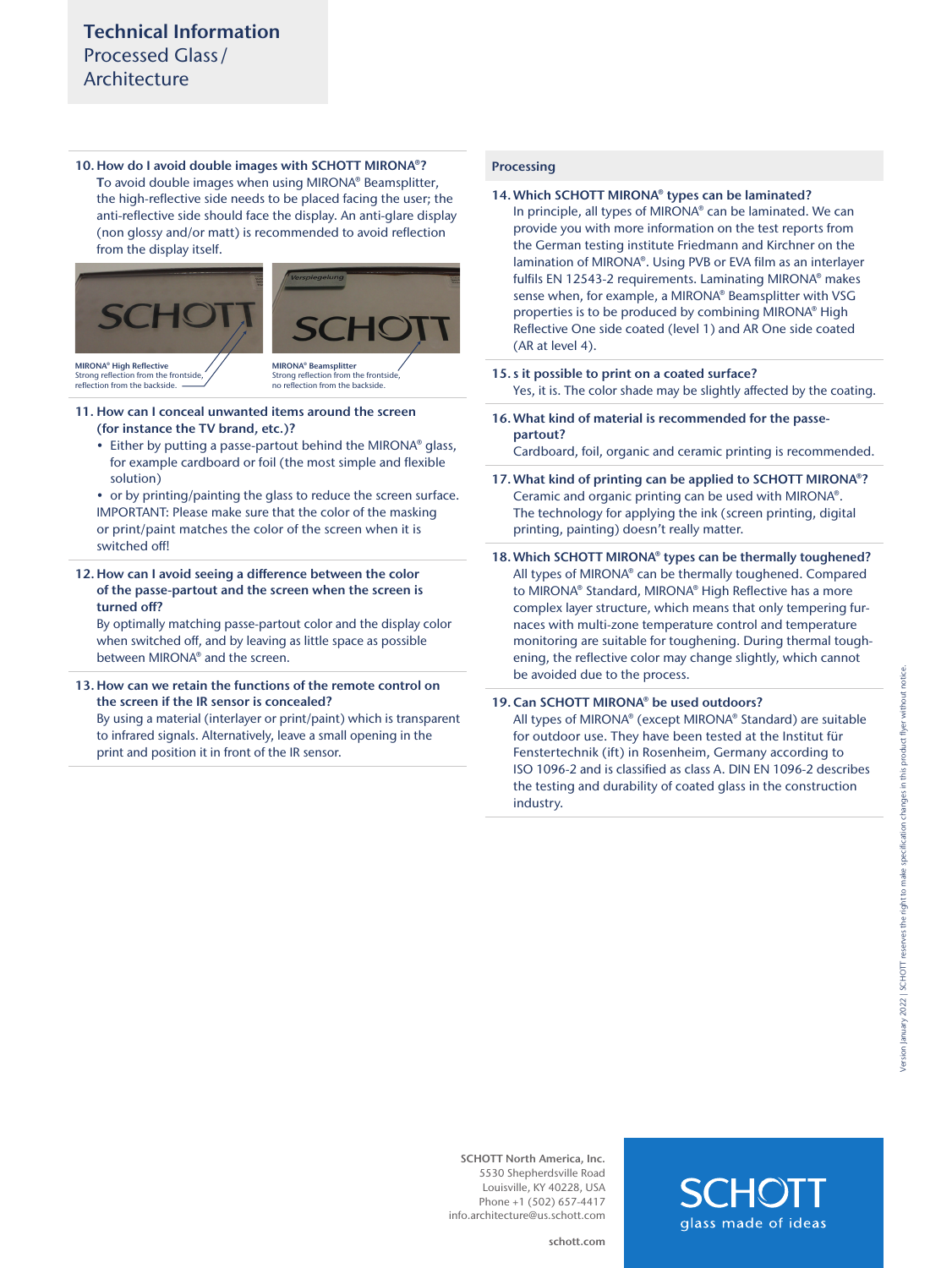# Technical Information
Processed Glass / Architecture

**10. How do I avoid double images with SCHOTT MIRONA®?**
To avoid double images when using MIRONA® Beamsplitter, the high-reflective side needs to be placed facing the user; the anti-reflective side should face the display. An anti-glare display (non glossy and/or matt) is recommended to avoid reflection from the display itself.

**MIRONA® High Reflective**
Strong reflection from the frontside, reflection from the backside.

**MIRONA® Beamsplitter**
Strong reflection from the frontside, no reflection from the backside.

**11. How can I conceal unwanted items around the screen (for instance the TV brand, etc.)?**

- Either by putting a passe-partout behind the MIRONA® glass, for example cardboard or foil (the most simple and flexible solution)
- or by printing/painting the glass to reduce the screen surface.

IMPORTANT: Please make sure that the color of the masking or print/paint matches the color of the screen when it is switched off!

**12. How can I avoid seeing a difference between the color of the passe-partout and the screen when the screen is turned off?**
By optimally matching passe-partout color and the display color when switched off, and by leaving as little space as possible between MIRONA® and the screen.

**13. How can we retain the functions of the remote control on the screen if the IR sensor is concealed?**
By using a material (interlayer or print/paint) which is transparent to infrared signals. Alternatively, leave a small opening in the print and position it in front of the IR sensor.

## Processing

**14. Which SCHOTT MIRONA® types can be laminated?**
In principle, all types of MIRONA® can be laminated. We can provide you with more information on the test reports from the German testing institute Friedmann and Kirchner on the lamination of MIRONA®. Using PVB or EVA film as an interlayer fulfils EN 12543-2 requirements. Laminating MIRONA® makes sense when, for example, a MIRONA® Beamsplitter with VSG properties is to be produced by combining MIRONA® High Reflective One side coated (level 1) and AR One side coated (AR at level 4).

**15. s it possible to print on a coated surface?**
Yes, it is. The color shade may be slightly affected by the coating.

**16. What kind of material is recommended for the passe-partout?**
Cardboard, foil, organic and ceramic printing is recommended.

**17. What kind of printing can be applied to SCHOTT MIRONA®?**
Ceramic and organic printing can be used with MIRONA®. The technology for applying the ink (screen printing, digital printing, painting) doesn't really matter.

**18. Which SCHOTT MIRONA® types can be thermally toughened?**
All types of MIRONA® can be thermally toughened. Compared to MIRONA® Standard, MIRONA® High Reflective has a more complex layer structure, which means that only tempering furnaces with multi-zone temperature control and temperature monitoring are suitable for toughening. During thermal toughening, the reflective color may change slightly, which cannot be avoided due to the process.

**19. Can SCHOTT MIRONA® be used outdoors?**
All types of MIRONA® (except MIRONA® Standard) are suitable for outdoor use. They have been tested at the Institut für Fenstertechnik (ift) in Rosenheim, Germany according to ISO 1096-2 and is classified as class A. DIN EN 1096-2 describes the testing and durability of coated glass in the construction industry.

Version January 2022 | SCHOTT reserves the right to make specification changes in this product flyer without notice.

**SCHOTT North America, Inc.**
5530 Shepherdsville Road
Louisville, KY 40228, USA
Phone +1 (502) 657-4417
info.architecture@us.schott.com

**schott.com**

SCHOTT
glass made of ideas